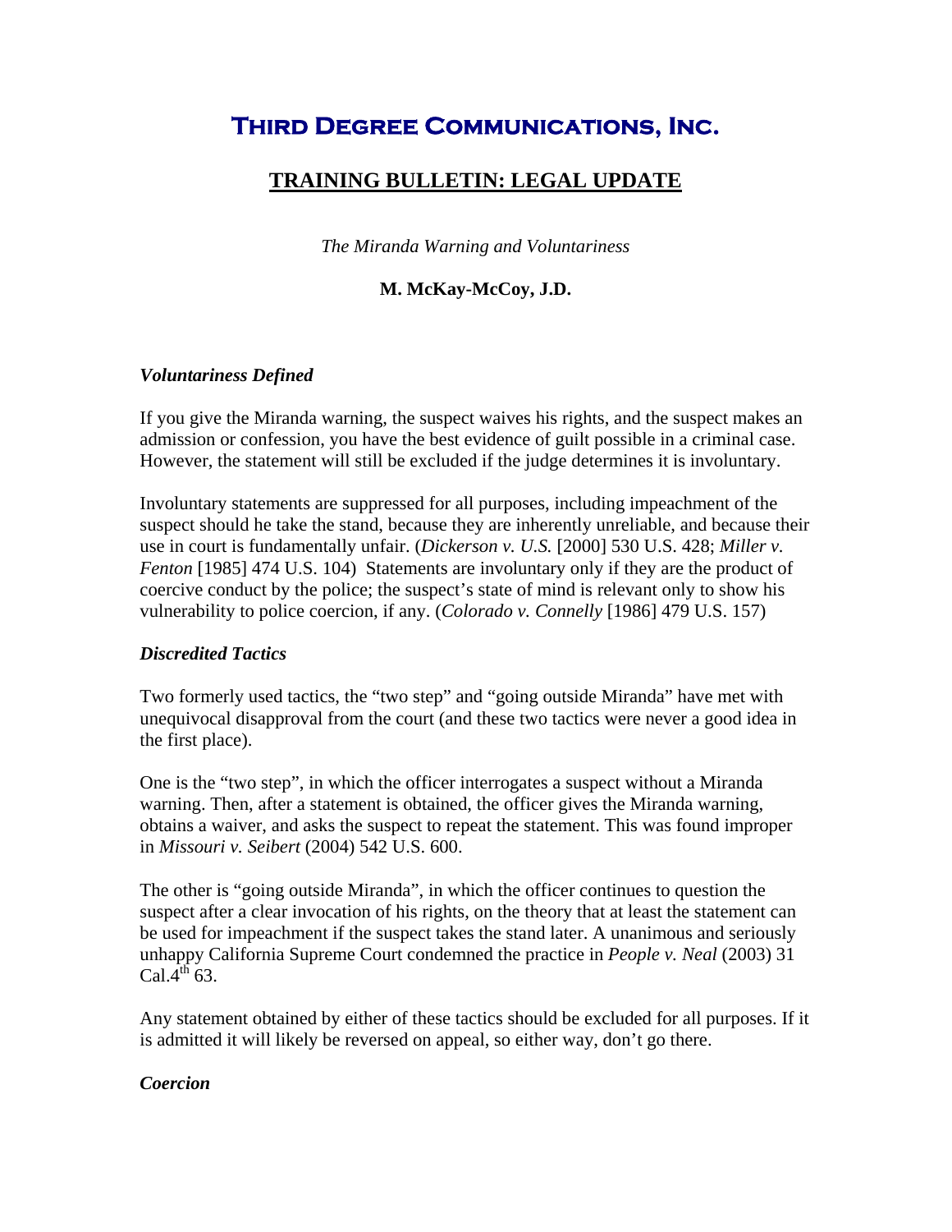# Third Degree Communications, Inc.

## TRAINING BULLETIN: LEGAL UPDATE

*The Miranda Warning and Voluntariness*

**M. McKay-McCoy, J.D.**

### *Voluntariness Defined*

If you give the Miranda warning, the suspect waives his rights, and the suspect makes an admission or confession, you have the best evidence of guilt possible in a criminal case. However, the statement will still be excluded if the judge determines it is involuntary.

Involuntary statements are suppressed for all purposes, including impeachment of the suspect should he take the stand, because they are inherently unreliable, and because their use in court is fundamentally unfair. (*Dickerson v. U.S.* [2000] 530 U.S. 428; *Miller v. Fenton* [1985] 474 U.S. 104) Statements are involuntary only if they are the product of coercive conduct by the police; the suspect's state of mind is relevant only to show his vulnerability to police coercion, if any. (*Colorado v. Connelly* [1986] 479 U.S. 157)

### *Discredited Tactics*

Two formerly used tactics, the "two step" and "going outside Miranda" have met with unequivocal disapproval from the court (and these two tactics were never a good idea in the first place).

One is the "two step", in which the officer interrogates a suspect without a Miranda warning. Then, after a statement is obtained, the officer gives the Miranda warning, obtains a waiver, and asks the suspect to repeat the statement. This was found improper in *Missouri v. Seibert* (2004) 542 U.S. 600.

The other is "going outside Miranda", in which the officer continues to question the suspect after a clear invocation of his rights, on the theory that at least the statement can be used for impeachment if the suspect takes the stand later. A unanimous and seriously unhappy California Supreme Court condemned the practice in *People v. Neal* (2003) 31 Cal.4th 63.

Any statement obtained by either of these tactics should be excluded for all purposes. If it is admitted it will likely be reversed on appeal, so either way, don't go there.

### *Coercion*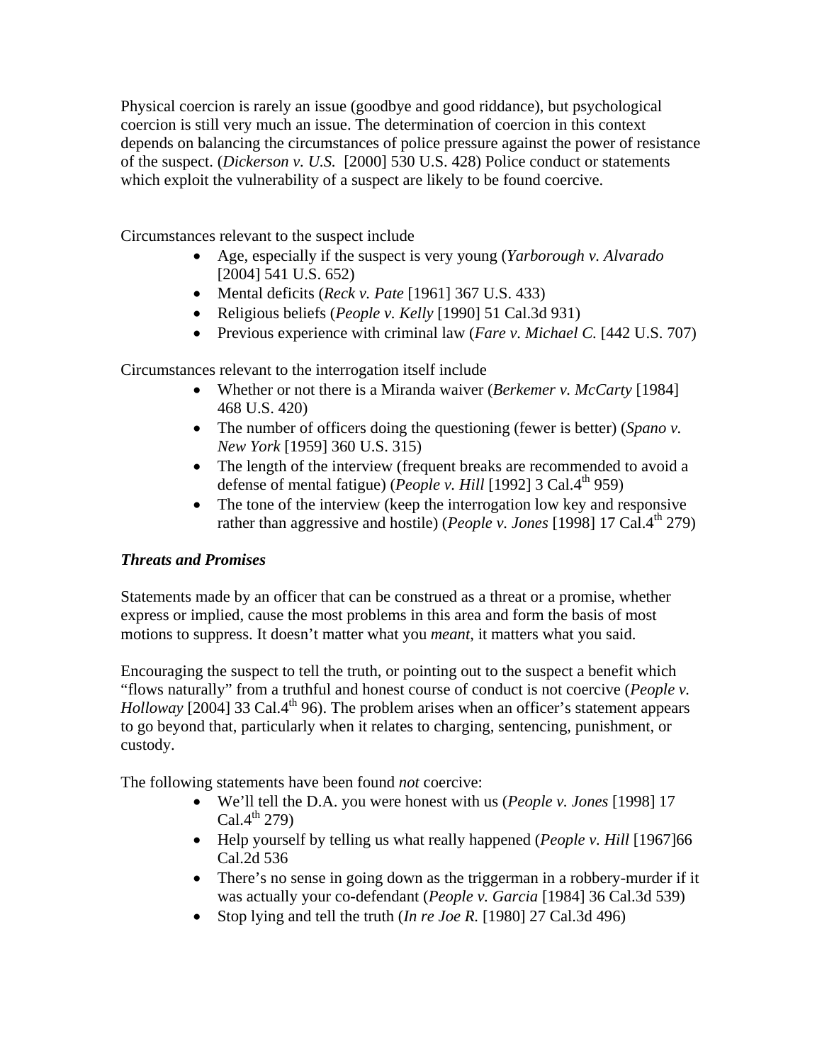Physical coercion is rarely an issue (goodbye and good riddance), but psychological coercion is still very much an issue. The determination of coercion in this context depends on balancing the circumstances of police pressure against the power of resistance of the suspect. (*Dickerson v. U.S.* [2000] 530 U.S. 428) Police conduct or statements which exploit the vulnerability of a suspect are likely to be found coercive.

Circumstances relevant to the suspect include

- Age, especially if the suspect is very young (*Yarborough v. Alvarado* [2004] 541 U.S. 652)
- Mental deficits (*Reck v. Pate* [1961] 367 U.S. 433)
- Religious beliefs (*People v. Kelly* [1990] 51 Cal.3d 931)
- Previous experience with criminal law (*Fare v. Michael C.* [442 U.S. 707)

Circumstances relevant to the interrogation itself include

- Whether or not there is a Miranda waiver (*Berkemer v. McCarty* [1984] 468 U.S. 420)
- The number of officers doing the questioning (fewer is better) (*Spano v. New York* [1959] 360 U.S. 315)
- The length of the interview (frequent breaks are recommended to avoid a defense of mental fatigue) (*People v. Hill* [1992] 3 Cal.4th 959)
- The tone of the interview (keep the interrogation low key and responsive rather than aggressive and hostile) (*People v. Jones* [1998] 17 Cal.4th 279)

### *Threats and Promises*

Statements made by an officer that can be construed as a threat or a promise, whether express or implied, cause the most problems in this area and form the basis of most motions to suppress. It doesn't matter what you *meant*, it matters what you said.

Encouraging the suspect to tell the truth, or pointing out to the suspect a benefit which "flows naturally" from a truthful and honest course of conduct is not coercive (*People v. Holloway* [2004] 33 Cal.4th 96). The problem arises when an officer's statement appears to go beyond that, particularly when it relates to charging, sentencing, punishment, or custody.

The following statements have been found *not* coercive:

- We'll tell the D.A. you were honest with us (*People v. Jones* [1998] 17 Cal.4th 279)
- Help yourself by telling us what really happened (*People v. Hill* [1967]66 Cal.2d 536
- There's no sense in going down as the triggerman in a robbery-murder if it was actually your co-defendant (*People v. Garcia* [1984] 36 Cal.3d 539)
- Stop lying and tell the truth (*In re Joe R.* [1980] 27 Cal.3d 496)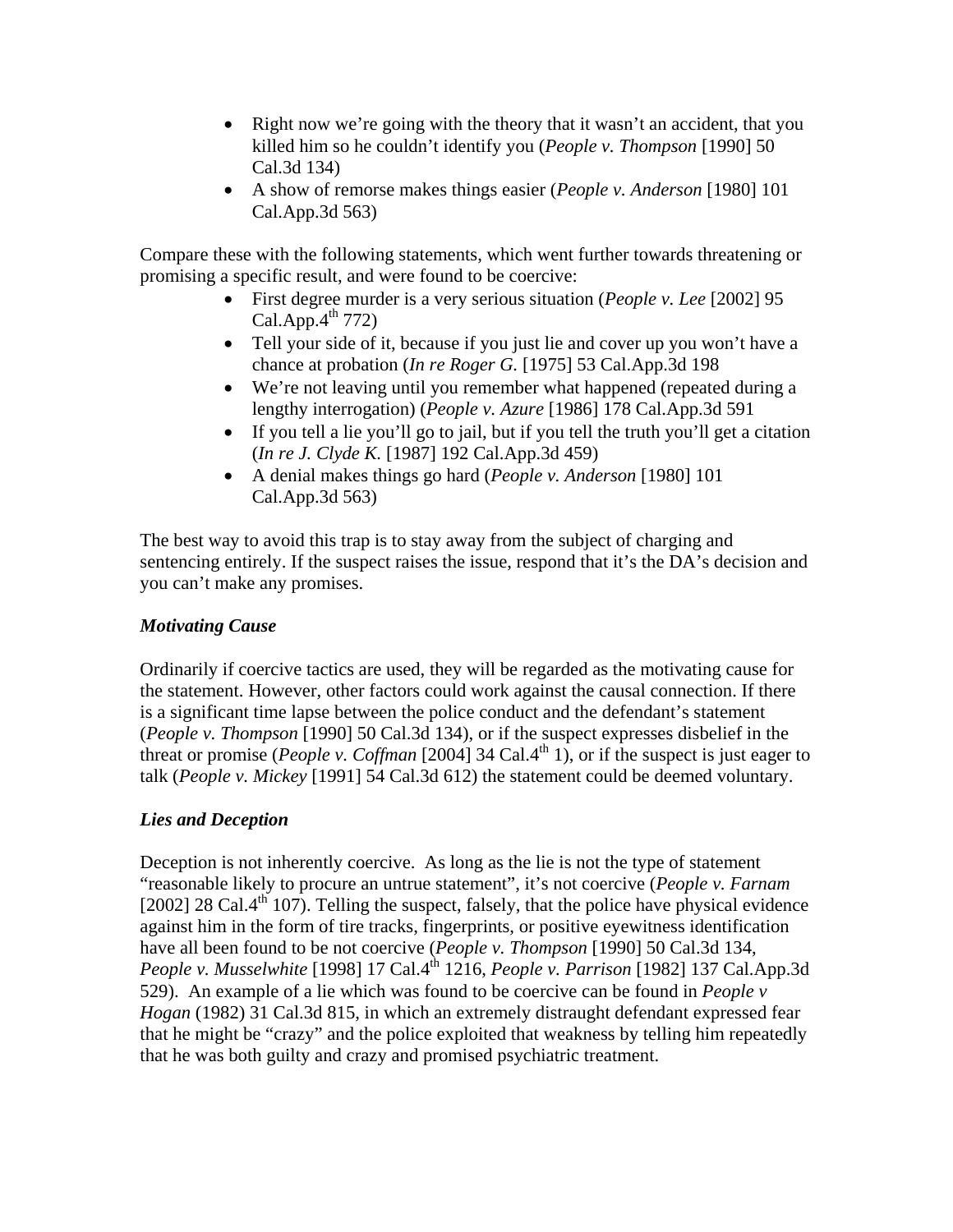- Right now we're going with the theory that it wasn't an accident, that you killed him so he couldn't identify you (*People v. Thompson* [1990] 50 Cal.3d 134)
- A show of remorse makes things easier (*People v. Anderson* [1980] 101 Cal.App.3d 563)

Compare these with the following statements, which went further towards threatening or promising a specific result, and were found to be coercive:

- First degree murder is a very serious situation (*People v. Lee* [2002] 95 Cal.App.4th 772)
- Tell your side of it, because if you just lie and cover up you won't have a chance at probation (*In re Roger G.* [1975] 53 Cal.App.3d 198
- We're not leaving until you remember what happened (repeated during a lengthy interrogation) (*People v. Azure* [1986] 178 Cal.App.3d 591
- If you tell a lie you'll go to jail, but if you tell the truth you'll get a citation (*In re J. Clyde K.* [1987] 192 Cal.App.3d 459)
- A denial makes things go hard (*People v. Anderson* [1980] 101 Cal.App.3d 563)

The best way to avoid this trap is to stay away from the subject of charging and sentencing entirely. If the suspect raises the issue, respond that it's the DA's decision and you can't make any promises.

***Motivating Cause***

Ordinarily if coercive tactics are used, they will be regarded as the motivating cause for the statement. However, other factors could work against the causal connection. If there is a significant time lapse between the police conduct and the defendant's statement (*People v. Thompson* [1990] 50 Cal.3d 134), or if the suspect expresses disbelief in the threat or promise (*People v. Coffman* [2004] 34 Cal.4th 1), or if the suspect is just eager to talk (*People v. Mickey* [1991] 54 Cal.3d 612) the statement could be deemed voluntary.

***Lies and Deception***

Deception is not inherently coercive. As long as the lie is not the type of statement "reasonable likely to procure an untrue statement", it's not coercive (*People v. Farnam* [2002] 28 Cal.4th 107). Telling the suspect, falsely, that the police have physical evidence against him in the form of tire tracks, fingerprints, or positive eyewitness identification have all been found to be not coercive (*People v. Thompson* [1990] 50 Cal.3d 134, *People v. Musselwhite* [1998] 17 Cal.4th 1216, *People v. Parrison* [1982] 137 Cal.App.3d 529). An example of a lie which was found to be coercive can be found in *People v Hogan* (1982) 31 Cal.3d 815, in which an extremely distraught defendant expressed fear that he might be "crazy" and the police exploited that weakness by telling him repeatedly that he was both guilty and crazy and promised psychiatric treatment.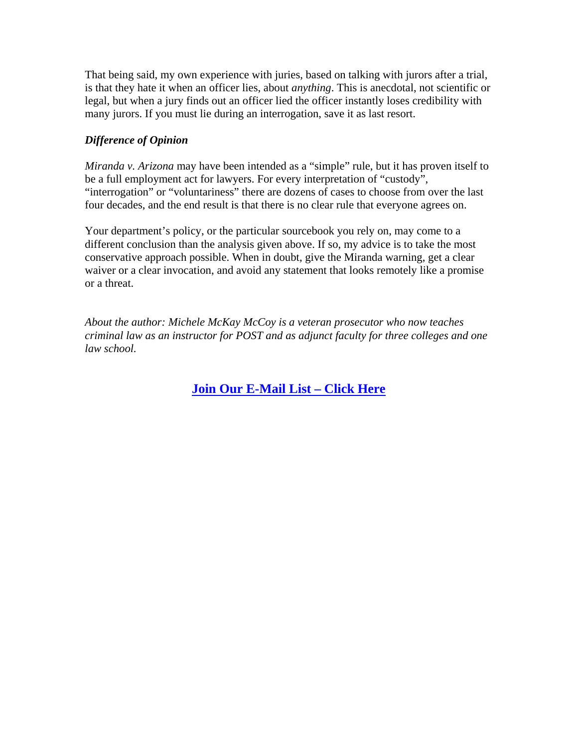That being said, my own experience with juries, based on talking with jurors after a trial, is that they hate it when an officer lies, about *anything*. This is anecdotal, not scientific or legal, but when a jury finds out an officer lied the officer instantly loses credibility with many jurors. If you must lie during an interrogation, save it as last resort.

***Difference of Opinion***

*Miranda v. Arizona* may have been intended as a "simple" rule, but it has proven itself to be a full employment act for lawyers. For every interpretation of "custody", "interrogation" or "voluntariness" there are dozens of cases to choose from over the last four decades, and the end result is that there is no clear rule that everyone agrees on.

Your department's policy, or the particular sourcebook you rely on, may come to a different conclusion than the analysis given above. If so, my advice is to take the most conservative approach possible. When in doubt, give the Miranda warning, get a clear waiver or a clear invocation, and avoid any statement that looks remotely like a promise or a threat.

*About the author: Michele McKay McCoy is a veteran prosecutor who now teaches criminal law as an instructor for POST and as adjunct faculty for three colleges and one law school.*

**Join Our E-Mail List – Click Here**